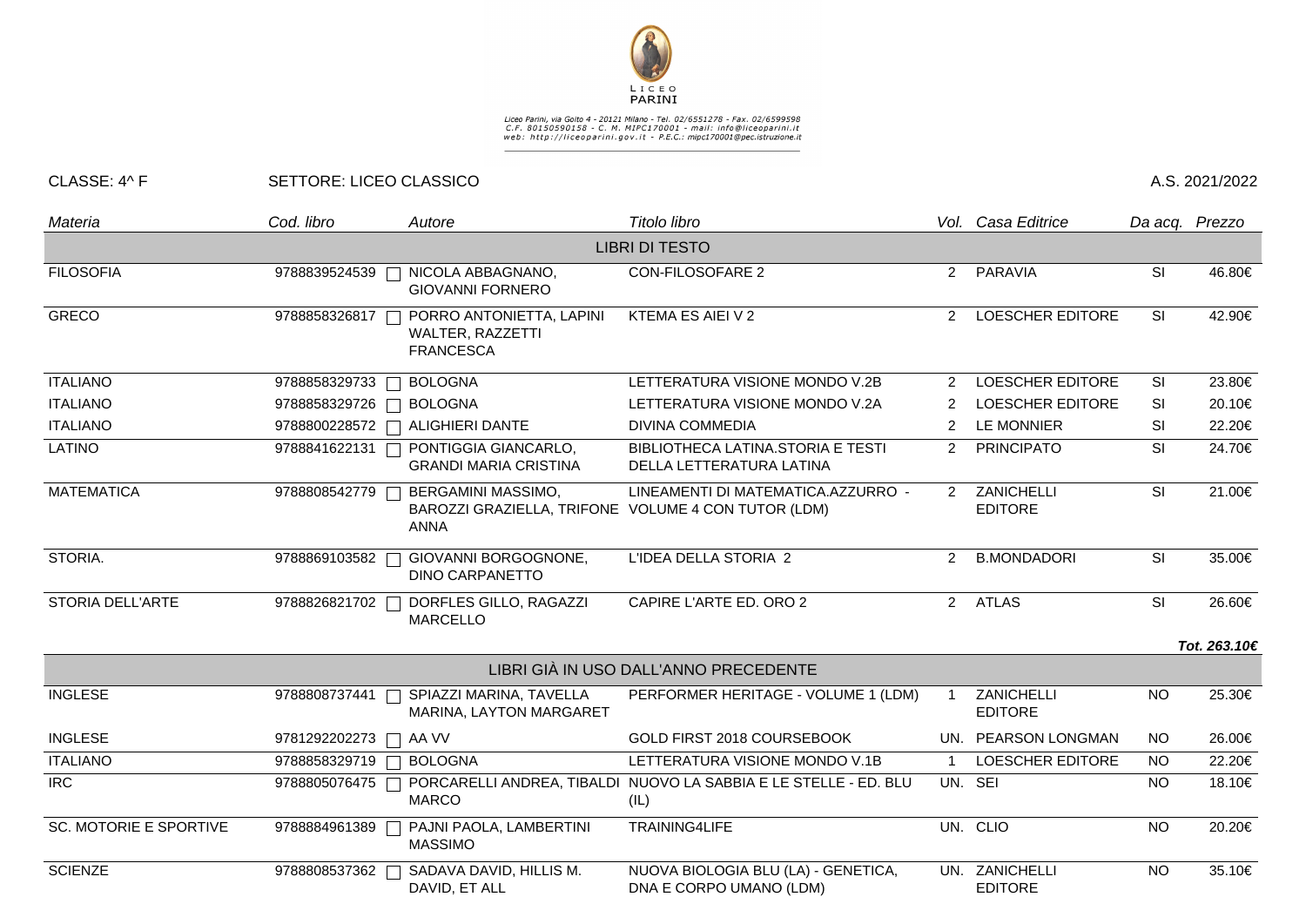LICEO PARINI

Liceo Parini, via Goito 4 - 20121 Milano - Tel. 02/6551278 - Fax. 02/6599598
C.F. 80150590158 - C. M. MIPC170001 - mail: info@liceoparini.it
web: http://liceoparini.gov.it - P.E.C.: mipc170001@pec.istruzione.it

CLASSE: 4^ F SETTORE: LICEO CLASSICO A.S. 2021/2022

| *Materia* | *Cod. libro* | *Autore* | *Titolo libro* | *Vol.* | *Casa Editrice* | *Da acq.* | *Prezzo* |
|---|---|---|---|---|---|---|---|
| | | | LIBRI DI TESTO | | | | |
| FILOSOFIA | 9788839524539 | NICOLA ABBAGNANO, GIOVANNI FORNERO | CON-FILOSOFARE 2 | 2 | PARAVIA | SI | 46.80€ |
| GRECO | 9788858326817 | PORRO ANTONIETTA, LAPINI WALTER, RAZZETTI FRANCESCA | KTEMA ES AIEI V 2 | 2 | LOESCHER EDITORE | SI | 42.90€ |
| ITALIANO | 9788858329733 | BOLOGNA | LETTERATURA VISIONE MONDO V.2B | 2 | LOESCHER EDITORE | SI | 23.80€ |
| ITALIANO | 9788858329726 | BOLOGNA | LETTERATURA VISIONE MONDO V.2A | 2 | LOESCHER EDITORE | SI | 20.10€ |
| ITALIANO | 9788800228572 | ALIGHIERI DANTE | DIVINA COMMEDIA | 2 | LE MONNIER | SI | 22.20€ |
| LATINO | 9788841622131 | PONTIGGIA GIANCARLO, GRANDI MARIA CRISTINA | BIBLIOTHECA LATINA.STORIA E TESTI DELLA LETTERATURA LATINA | 2 | PRINCIPATO | SI | 24.70€ |
| MATEMATICA | 9788808542779 | BERGAMINI MASSIMO, BAROZZI GRAZIELLA, TRIFONE ANNA | LINEAMENTI DI MATEMATICA.AZZURRO - VOLUME 4 CON TUTOR (LDM) | 2 | ZANICHELLI EDITORE | SI | 21.00€ |
| STORIA. | 9788869103582 | GIOVANNI BORGOGNONE, DINO CARPANETTO | L'IDEA DELLA STORIA 2 | 2 | B.MONDADORI | SI | 35.00€ |
| STORIA DELL'ARTE | 9788826821702 | DORFLES GILLO, RAGAZZI MARCELLO | CAPIRE L'ARTE ED. ORO 2 | 2 | ATLAS | SI | 26.60€ |
| | | | | | | | ***Tot. 263.10€*** |
| | | | LIBRI GIÀ IN USO DALL'ANNO PRECEDENTE | | | | |
| INGLESE | 9788808737441 | SPIAZZI MARINA, TAVELLA MARINA, LAYTON MARGARET | PERFORMER HERITAGE - VOLUME 1 (LDM) | 1 | ZANICHELLI EDITORE | NO | 25.30€ |
| INGLESE | 9781292202273 | AA VV | GOLD FIRST 2018 COURSEBOOK | UN. | PEARSON LONGMAN | NO | 26.00€ |
| ITALIANO | 9788858329719 | BOLOGNA | LETTERATURA VISIONE MONDO V.1B | 1 | LOESCHER EDITORE | NO | 22.20€ |
| IRC | 9788805076475 | PORCARELLI ANDREA, TIBALDI MARCO | NUOVO LA SABBIA E LE STELLE - ED. BLU (IL) | UN. | SEI | NO | 18.10€ |
| SC. MOTORIE E SPORTIVE | 9788884961389 | PAJNI PAOLA, LAMBERTINI MASSIMO | TRAINING4LIFE | UN. | CLIO | NO | 20.20€ |
| SCIENZE | 9788808537362 | SADAVA DAVID, HILLIS M. DAVID, ET ALL | NUOVA BIOLOGIA BLU (LA) - GENETICA, DNA E CORPO UMANO (LDM) | UN. | ZANICHELLI EDITORE | NO | 35.10€ |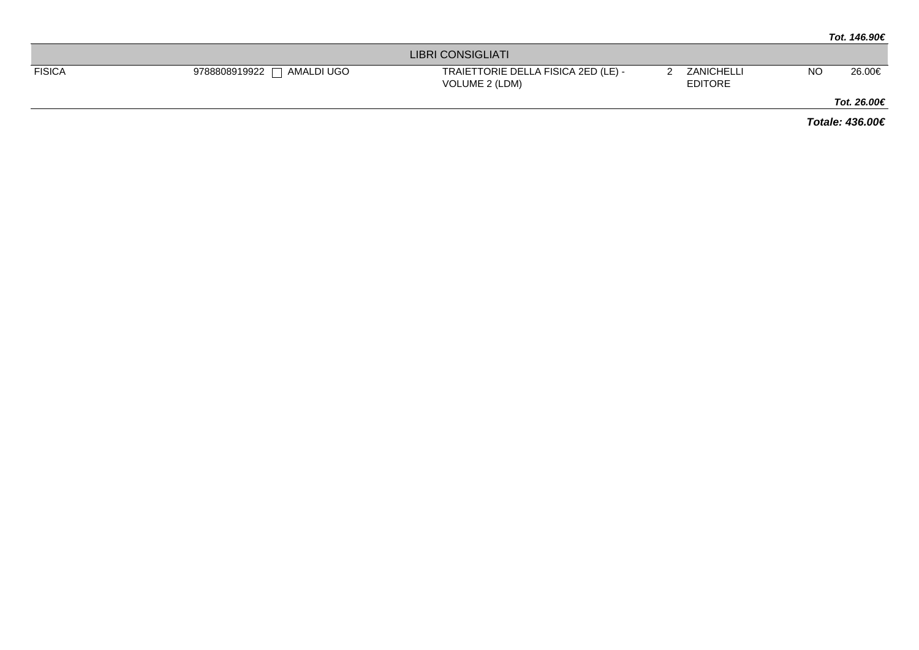*Tot. 146.90€*

| LIBRI CONSIGLIATI | | | | | | | | |
|---|---|---|---|---|---|---|---|---|
| FISICA | 9788808919922 | ☐ | AMALDI UGO | TRAIETTORIE DELLA FISICA 2ED (LE) - VOLUME 2 (LDM) | 2 | ZANICHELLI EDITORE | NO | 26.00€ |
| | | | | | | | | *Tot. 26.00€* |

***Totale: 436.00€***